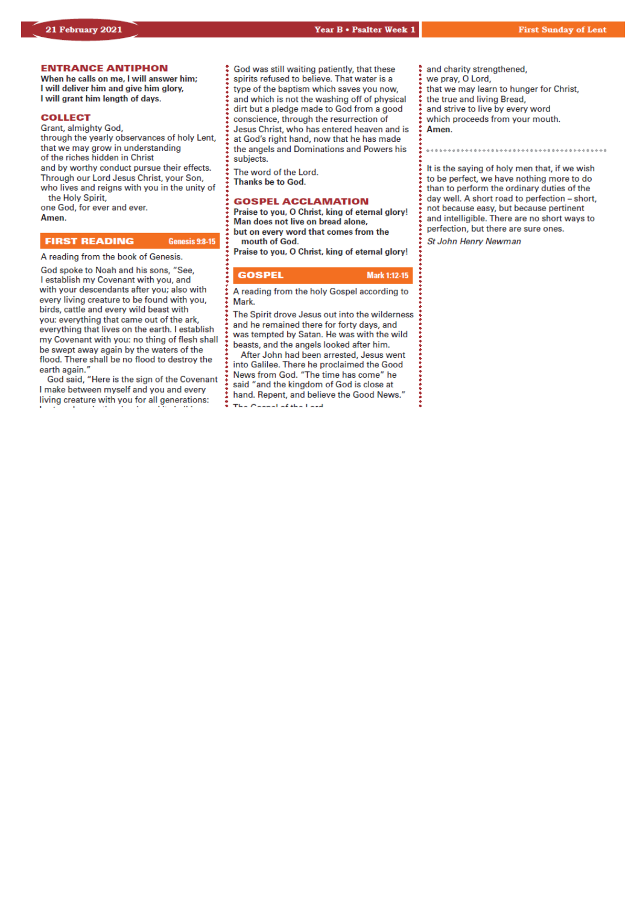## ENTRANCE ANTIPHON

**When he calls on me, I will answer him;**
**I will deliver him and give him glory,**
**I will grant him length of days.**

## COLLECT

Grant, almighty God,
through the yearly observances of holy Lent,
that we may grow in understanding
of the riches hidden in Christ
and by worthy conduct pursue their effects.
Through our Lord Jesus Christ, your Son,
who lives and reigns with you in the unity of
the Holy Spirit,
one God, for ever and ever.
**Amen.**

## FIRST READING — Genesis 9:8-15

A reading from the book of Genesis.

God spoke to Noah and his sons, "See, I establish my Covenant with you, and with your descendants after you; also with every living creature to be found with you, birds, cattle and every wild beast with you: everything that came out of the ark, everything that lives on the earth. I establish my Covenant with you: no thing of flesh shall be swept away again by the waters of the flood. There shall be no flood to destroy the earth again."

God said, "Here is the sign of the Covenant I make between myself and you and every living creature with you for all generations:

God was still waiting patiently, that these spirits refused to believe. That water is a type of the baptism which saves you now, and which is not the washing off of physical dirt but a pledge made to God from a good conscience, through the resurrection of Jesus Christ, who has entered heaven and is at God's right hand, now that he has made the angels and Dominations and Powers his subjects.

The word of the Lord.
**Thanks be to God.**

## GOSPEL ACCLAMATION

**Praise to you, O Christ, king of eternal glory!**
**Man does not live on bread alone,**
**but on every word that comes from the mouth of God.**
**Praise to you, O Christ, king of eternal glory!**

## GOSPEL — Mark 1:12-15

A reading from the holy Gospel according to Mark.

The Spirit drove Jesus out into the wilderness and he remained there for forty days, and was tempted by Satan. He was with the wild beasts, and the angels looked after him.

After John had been arrested, Jesus went into Galilee. There he proclaimed the Good News from God. "The time has come" he said "and the kingdom of God is close at hand. Repent, and believe the Good News."

and charity strengthened,
we pray, O Lord,
that we may learn to hunger for Christ,
the true and living Bread,
and strive to live by every word
which proceeds from your mouth.
**Amen.**

---

It is the saying of holy men that, if we wish to be perfect, we have nothing more to do than to perform the ordinary duties of the day well. A short road to perfection – short, not because easy, but because pertinent and intelligible. There are no short ways to perfection, but there are sure ones.

*St John Henry Newman*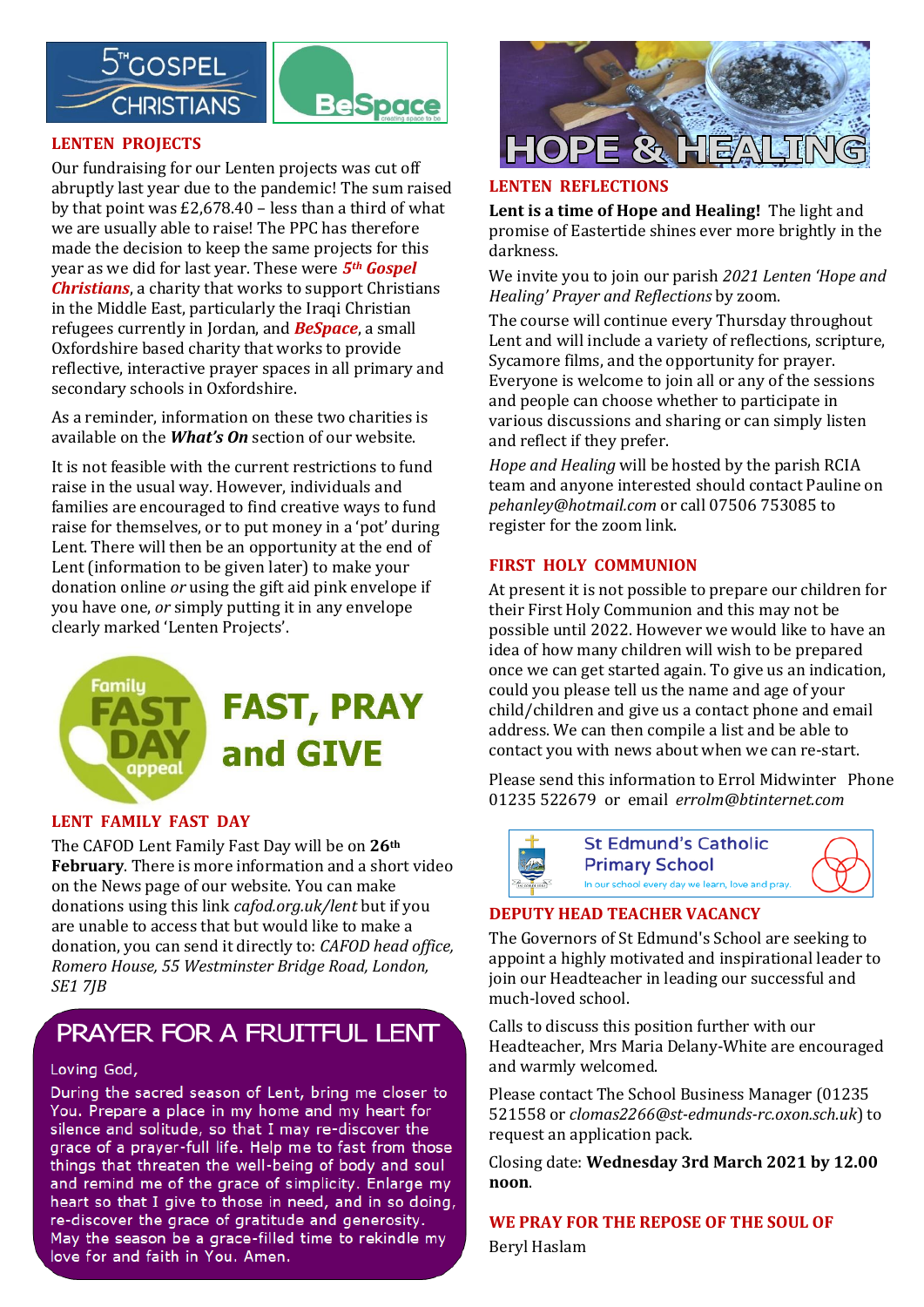## LENTEN PROJECTS

Our fundraising for our Lenten projects was cut off abruptly last year due to the pandemic! The sum raised by that point was £2,678.40 – less than a third of what we are usually able to raise! The PPC has therefore made the decision to keep the same projects for this year as we did for last year. These were ***5th Gospel Christians***, a charity that works to support Christians in the Middle East, particularly the Iraqi Christian refugees currently in Jordan, and ***BeSpace***, a small Oxfordshire based charity that works to provide reflective, interactive prayer spaces in all primary and secondary schools in Oxfordshire.

As a reminder, information on these two charities is available on the ***What's On*** section of our website.

It is not feasible with the current restrictions to fund raise in the usual way. However, individuals and families are encouraged to find creative ways to fund raise for themselves, or to put money in a 'pot' during Lent. There will then be an opportunity at the end of Lent (information to be given later) to make your donation online *or* using the gift aid pink envelope if you have one, *or* simply putting it in any envelope clearly marked 'Lenten Projects'.

Family FAST DAY appeal

FAST, PRAY and GIVE

## LENT FAMILY FAST DAY

The CAFOD Lent Family Fast Day will be on **26th February**. There is more information and a short video on the News page of our website. You can make donations using this link *cafod.org.uk/lent* but if you are unable to access that but would like to make a donation, you can send it directly to: *CAFOD head office, Romero House, 55 Westminster Bridge Road, London, SE1 7JB*

## PRAYER FOR A FRUITFUL LENT

Loving God,

During the sacred season of Lent, bring me closer to You. Prepare a place in my home and my heart for silence and solitude, so that I may re-discover the grace of a prayer-full life. Help me to fast from those things that threaten the well-being of body and soul and remind me of the grace of simplicity. Enlarge my heart so that I give to those in need, and in so doing, re-discover the grace of gratitude and generosity. May the season be a grace-filled time to rekindle my love for and faith in You. Amen.

HOPE & HEALING

## LENTEN REFLECTIONS

**Lent is a time of Hope and Healing!** The light and promise of Eastertide shines ever more brightly in the darkness.

We invite you to join our parish *2021 Lenten 'Hope and Healing' Prayer and Reflections* by zoom.

The course will continue every Thursday throughout Lent and will include a variety of reflections, scripture, Sycamore films, and the opportunity for prayer. Everyone is welcome to join all or any of the sessions and people can choose whether to participate in various discussions and sharing or can simply listen and reflect if they prefer.

*Hope and Healing* will be hosted by the parish RCIA team and anyone interested should contact Pauline on *pehanley@hotmail.com* or call 07506 753085 to register for the zoom link.

## FIRST HOLY COMMUNION

At present it is not possible to prepare our children for their First Holy Communion and this may not be possible until 2022. However we would like to have an idea of how many children will wish to be prepared once we can get started again. To give us an indication, could you please tell us the name and age of your child/children and give us a contact phone and email address. We can then compile a list and be able to contact you with news about when we can re-start.

Please send this information to Errol Midwinter Phone 01235 522679 or email *errolm@btinternet.com*

St Edmund's Catholic Primary School
In our school every day we learn, love and pray.

## DEPUTY HEAD TEACHER VACANCY

The Governors of St Edmund's School are seeking to appoint a highly motivated and inspirational leader to join our Headteacher in leading our successful and much-loved school.

Calls to discuss this position further with our Headteacher, Mrs Maria Delany-White are encouraged and warmly welcomed.

Please contact The School Business Manager (01235 521558 or *clomas2266@st-edmunds-rc.oxon.sch.uk*) to request an application pack.

Closing date: **Wednesday 3rd March 2021 by 12.00 noon**.

## WE PRAY FOR THE REPOSE OF THE SOUL OF

Beryl Haslam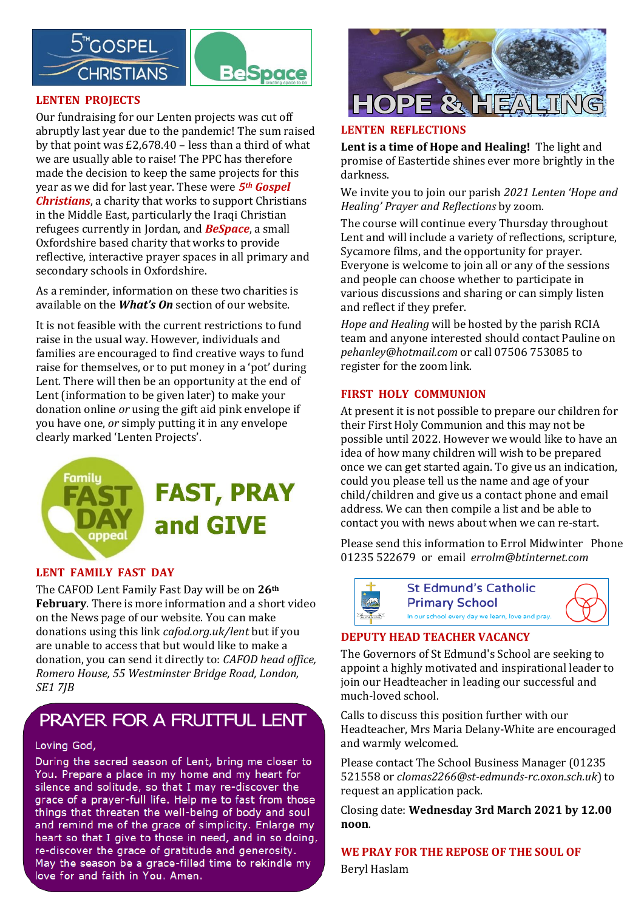## LENTEN PROJECTS

Our fundraising for our Lenten projects was cut off abruptly last year due to the pandemic! The sum raised by that point was £2,678.40 – less than a third of what we are usually able to raise! The PPC has therefore made the decision to keep the same projects for this year as we did for last year. These were ***5th Gospel Christians***, a charity that works to support Christians in the Middle East, particularly the Iraqi Christian refugees currently in Jordan, and ***BeSpace***, a small Oxfordshire based charity that works to provide reflective, interactive prayer spaces in all primary and secondary schools in Oxfordshire.

As a reminder, information on these two charities is available on the ***What's On*** section of our website.

It is not feasible with the current restrictions to fund raise in the usual way. However, individuals and families are encouraged to find creative ways to fund raise for themselves, or to put money in a 'pot' during Lent. There will then be an opportunity at the end of Lent (information to be given later) to make your donation online *or* using the gift aid pink envelope if you have one, *or* simply putting it in any envelope clearly marked 'Lenten Projects'.

Family FAST DAY appeal

**FAST, PRAY and GIVE**

## LENT FAMILY FAST DAY

The CAFOD Lent Family Fast Day will be on **26th February**. There is more information and a short video on the News page of our website. You can make donations using this link *cafod.org.uk/lent* but if you are unable to access that but would like to make a donation, you can send it directly to: *CAFOD head office, Romero House, 55 Westminster Bridge Road, London, SE1 7JB*

## PRAYER FOR A FRUITFUL LENT

Loving God,

During the sacred season of Lent, bring me closer to You. Prepare a place in my home and my heart for silence and solitude, so that I may re-discover the grace of a prayer-full life. Help me to fast from those things that threaten the well-being of body and soul and remind me of the grace of simplicity. Enlarge my heart so that I give to those in need, and in so doing, re-discover the grace of gratitude and generosity. May the season be a grace-filled time to rekindle my love for and faith in You. Amen.

HOPE & HEALING

## LENTEN REFLECTIONS

**Lent is a time of Hope and Healing!** The light and promise of Eastertide shines ever more brightly in the darkness.

We invite you to join our parish *2021 Lenten 'Hope and Healing' Prayer and Reflections* by zoom.

The course will continue every Thursday throughout Lent and will include a variety of reflections, scripture, Sycamore films, and the opportunity for prayer. Everyone is welcome to join all or any of the sessions and people can choose whether to participate in various discussions and sharing or can simply listen and reflect if they prefer.

*Hope and Healing* will be hosted by the parish RCIA team and anyone interested should contact Pauline on *pehanley@hotmail.com* or call 07506 753085 to register for the zoom link.

## FIRST HOLY COMMUNION

At present it is not possible to prepare our children for their First Holy Communion and this may not be possible until 2022. However we would like to have an idea of how many children will wish to be prepared once we can get started again. To give us an indication, could you please tell us the name and age of your child/children and give us a contact phone and email address. We can then compile a list and be able to contact you with news about when we can re-start.

Please send this information to Errol Midwinter Phone 01235 522679 or email *errolm@btinternet.com*

St Edmund's Catholic Primary School
In our school every day we learn, love and pray.

## DEPUTY HEAD TEACHER VACANCY

The Governors of St Edmund's School are seeking to appoint a highly motivated and inspirational leader to join our Headteacher in leading our successful and much-loved school.

Calls to discuss this position further with our Headteacher, Mrs Maria Delany-White are encouraged and warmly welcomed.

Please contact The School Business Manager (01235 521558 or *clomas2266@st-edmunds-rc.oxon.sch.uk*) to request an application pack.

Closing date: **Wednesday 3rd March 2021 by 12.00 noon**.

## WE PRAY FOR THE REPOSE OF THE SOUL OF

Beryl Haslam